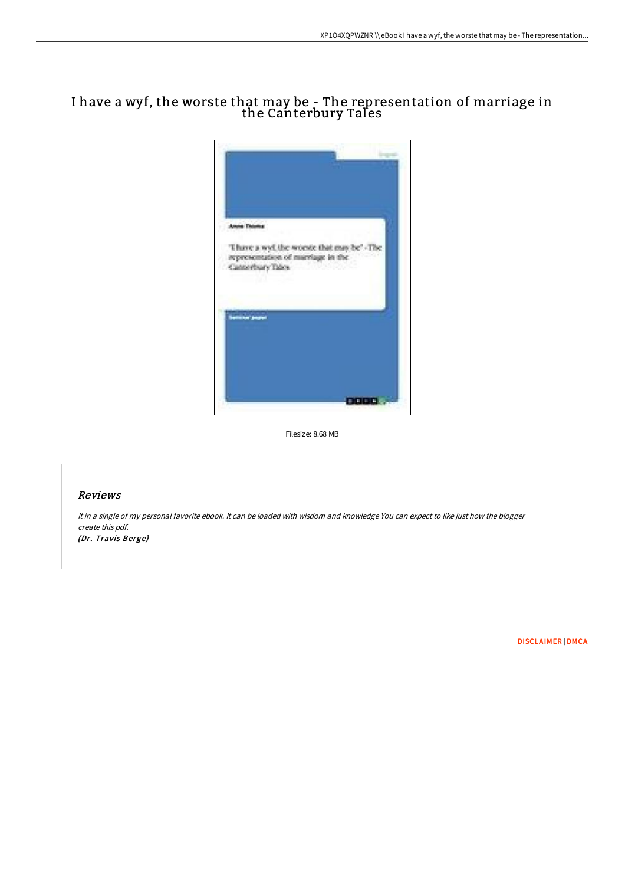# I have a wyf, the worste that may be - The representation of marriage in the Canterbury Tales

Filesize: 8.68 MB

## Reviews

*It in a single of my personal favorite ebook. It can be loaded with wisdom and knowledge You can expect to like just how the blogger create this pdf.*

*(Dr. Travis Berge)*

DISCLAIMER | DMCA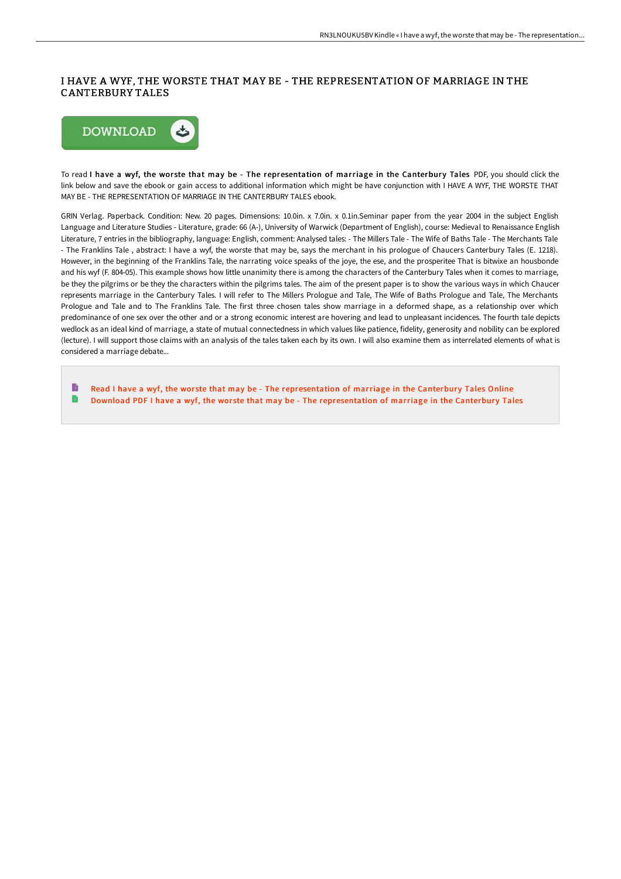# I HAVE A WYF, THE WORSTE THAT MAY BE - THE REPRESENTATION OF MARRIAGE IN THE CANTERBURY TALES

To read **I have a wyf, the worste that may be - The representation of marriage in the Canterbury Tales** PDF, you should click the link below and save the ebook or gain access to additional information which might be have conjunction with I HAVE A WYF, THE WORSTE THAT MAY BE - THE REPRESENTATION OF MARRIAGE IN THE CANTERBURY TALES ebook.

GRIN Verlag. Paperback. Condition: New. 20 pages. Dimensions: 10.0in. x 7.0in. x 0.1in.Seminar paper from the year 2004 in the subject English Language and Literature Studies - Literature, grade: 66 (A-), University of Warwick (Department of English), course: Medieval to Renaissance English Literature, 7 entries in the bibliography, language: English, comment: Analysed tales: - The Millers Tale - The Wife of Baths Tale - The Merchants Tale - The Franklins Tale , abstract: I have a wyf, the worste that may be, says the merchant in his prologue of Chaucers Canterbury Tales (E. 1218). However, in the beginning of the Franklins Tale, the narrating voice speaks of the joye, the ese, and the prosperitee That is bitwixe an housbonde and his wyf (F. 804-05). This example shows how little unanimity there is among the characters of the Canterbury Tales when it comes to marriage, be they the pilgrims or be they the characters within the pilgrims tales. The aim of the present paper is to show the various ways in which Chaucer represents marriage in the Canterbury Tales. I will refer to The Millers Prologue and Tale, The Wife of Baths Prologue and Tale, The Merchants Prologue and Tale and to The Franklins Tale. The first three chosen tales show marriage in a deformed shape, as a relationship over which predominance of one sex over the other and or a strong economic interest are hovering and lead to unpleasant incidences. The fourth tale depicts wedlock as an ideal kind of marriage, a state of mutual connectedness in which values like patience, fidelity, generosity and nobility can be explored (lecture). I will support those claims with an analysis of the tales taken each by its own. I will also examine them as interrelated elements of what is considered a marriage debate...

- Read I have a wyf, the worste that may be - The representation of marriage in the Canterbury Tales Online
- Download PDF I have a wyf, the worste that may be - The representation of marriage in the Canterbury Tales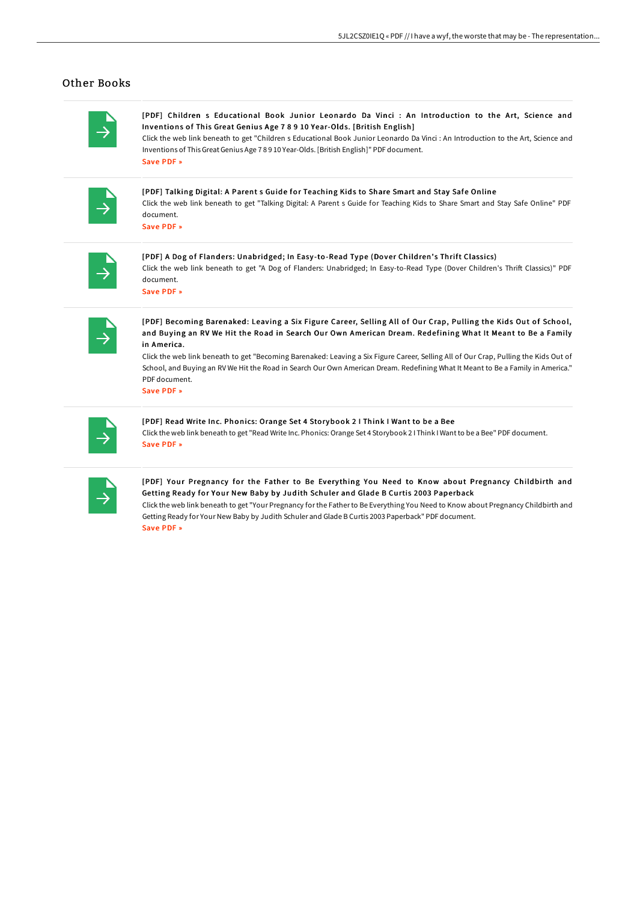## Other Books

**[PDF] Children s Educational Book Junior Leonardo Da Vinci : An Introduction to the Art, Science and Inventions of This Great Genius Age 7 8 9 10 Year-Olds. [British English]**

Click the web link beneath to get "Children s Educational Book Junior Leonardo Da Vinci : An Introduction to the Art, Science and Inventions of This Great Genius Age 7 8 9 10 Year-Olds. [British English]" PDF document.

Save PDF »

**[PDF] Talking Digital: A Parent s Guide for Teaching Kids to Share Smart and Stay Safe Online**

Click the web link beneath to get "Talking Digital: A Parent s Guide for Teaching Kids to Share Smart and Stay Safe Online" PDF document.

Save PDF »

**[PDF] A Dog of Flanders: Unabridged; In Easy-to-Read Type (Dover Children's Thrift Classics)**

Click the web link beneath to get "A Dog of Flanders: Unabridged; In Easy-to-Read Type (Dover Children's Thrift Classics)" PDF document.

Save PDF »

**[PDF] Becoming Barenaked: Leaving a Six Figure Career, Selling All of Our Crap, Pulling the Kids Out of School, and Buying an RV We Hit the Road in Search Our Own American Dream. Redefining What It Meant to Be a Family in America.**

Click the web link beneath to get "Becoming Barenaked: Leaving a Six Figure Career, Selling All of Our Crap, Pulling the Kids Out of School, and Buying an RV We Hit the Road in Search Our Own American Dream. Redefining What It Meant to Be a Family in America." PDF document.

Save PDF »

**[PDF] Read Write Inc. Phonics: Orange Set 4 Storybook 2 I Think I Want to be a Bee**

Click the web link beneath to get "Read Write Inc. Phonics: Orange Set 4 Storybook 2 I Think I Want to be a Bee" PDF document.

Save PDF »

**[PDF] Your Pregnancy for the Father to Be Everything You Need to Know about Pregnancy Childbirth and Getting Ready for Your New Baby by Judith Schuler and Glade B Curtis 2003 Paperback**

Click the web link beneath to get "Your Pregnancy for the Father to Be Everything You Need to Know about Pregnancy Childbirth and Getting Ready for Your New Baby by Judith Schuler and Glade B Curtis 2003 Paperback" PDF document.

Save PDF »